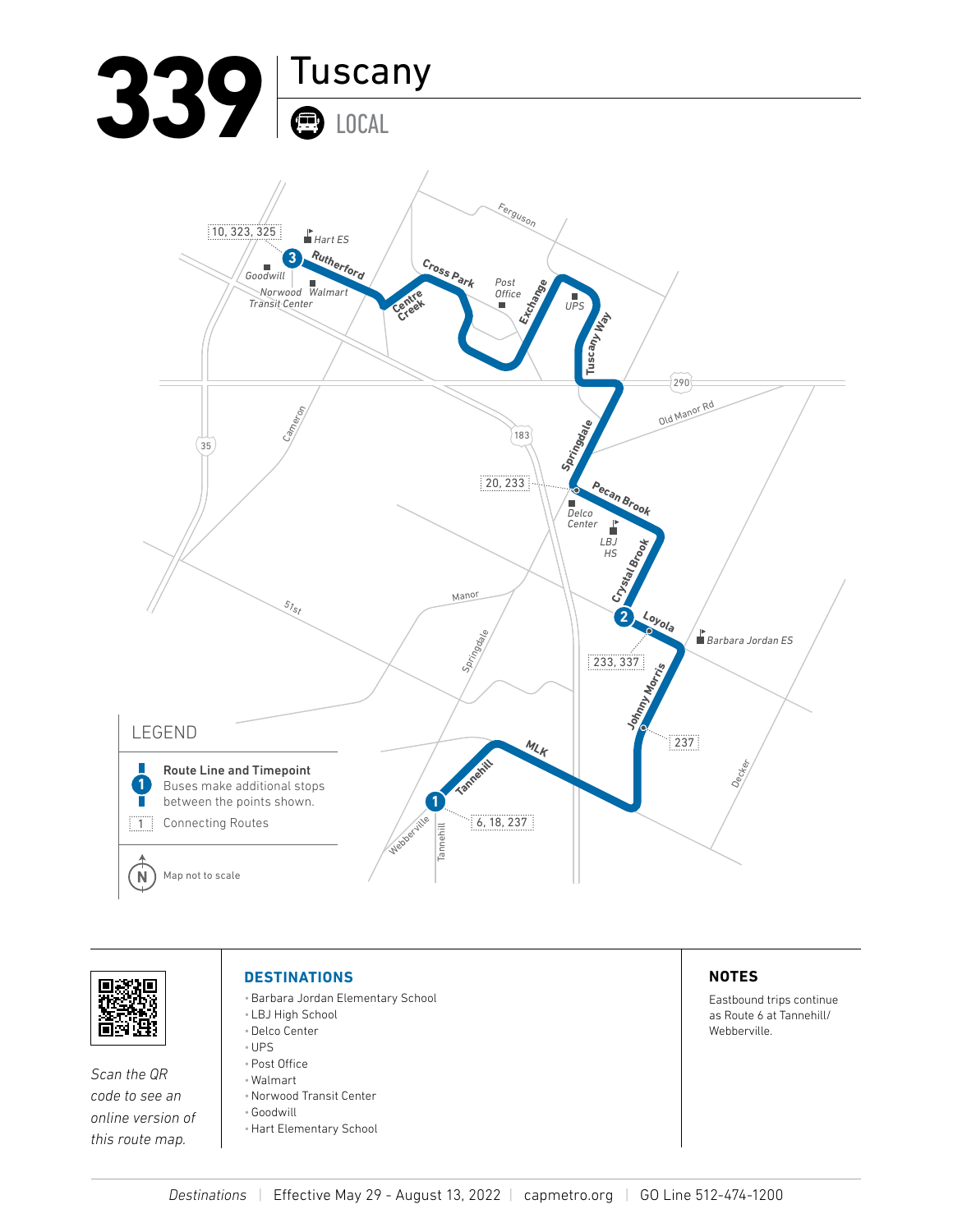# 339 Tuscany

LOCAL

## LEGEND

- **Route Line and Timepoint** — Buses make additional stops between the points shown.
- Connecting Routes

Map not to scale

Scan the QR code to see an online version of this route map.

## DESTINATIONS

- Barbara Jordan Elementary School
- LBJ High School
- Delco Center
- UPS
- Post Office
- Walmart
- Norwood Transit Center
- Goodwill
- Hart Elementary School

## NOTES

Eastbound trips continue as Route 6 at Tannehill/Webberville.

*Destinations* | Effective May 29 - August 13, 2022 | capmetro.org | GO Line 512-474-1200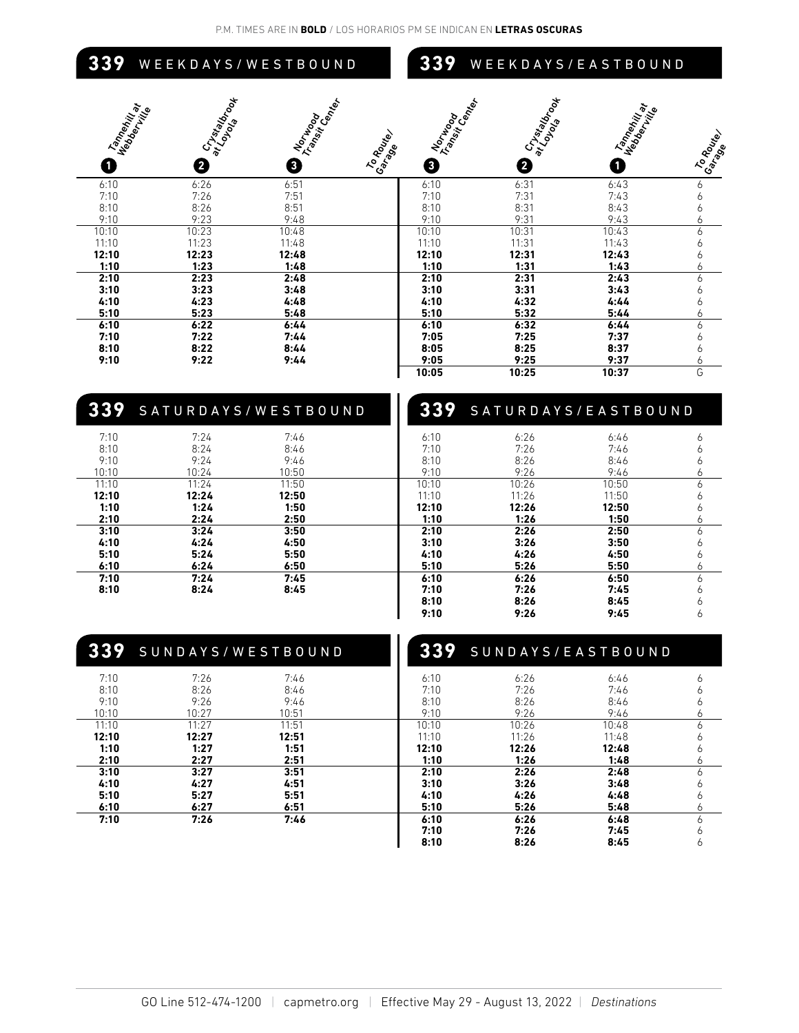P.M. TIMES ARE IN **BOLD** / LOS HORARIOS PM SE INDICAN EN **LETRAS OSCURAS**

## 339 WEEKDAYS/WESTBOUND

| 1 Tannehill at Webberville | 2 Crystalbrook at Loyola | 3 Norwood Transit Center | To Route/Garage |
|---|---|---|---|
| 6:10 | 6:26 | 6:51 | |
| 7:10 | 7:26 | 7:51 | |
| 8:10 | 8:26 | 8:51 | |
| 9:10 | 9:23 | 9:48 | |
| 10:10 | 10:23 | 10:48 | |
| 11:10 | 11:23 | 11:48 | |
| **12:10** | **12:23** | **12:48** | |
| **1:10** | **1:23** | **1:48** | |
| **2:10** | **2:23** | **2:48** | |
| **3:10** | **3:23** | **3:48** | |
| **4:10** | **4:23** | **4:48** | |
| **5:10** | **5:23** | **5:48** | |
| **6:10** | **6:22** | **6:44** | |
| **7:10** | **7:22** | **7:44** | |
| **8:10** | **8:22** | **8:44** | |
| **9:10** | **9:22** | **9:44** | |

## 339 WEEKDAYS/EASTBOUND

| 3 Norwood Transit Center | 2 Crystalbrook at Loyola | 1 Tannehill at Webberville | To Route/Garage |
|---|---|---|---|
| 6:10 | 6:31 | 6:43 | 6 |
| 7:10 | 7:31 | 7:43 | 6 |
| 8:10 | 8:31 | 8:43 | 6 |
| 9:10 | 9:31 | 9:43 | 6 |
| 10:10 | 10:31 | 10:43 | 6 |
| 11:10 | 11:31 | 11:43 | 6 |
| **12:10** | **12:31** | **12:43** | 6 |
| **1:10** | **1:31** | **1:43** | 6 |
| **2:10** | **2:31** | **2:43** | 6 |
| **3:10** | **3:31** | **3:43** | 6 |
| **4:10** | **4:32** | **4:44** | 6 |
| **5:10** | **5:32** | **5:44** | 6 |
| **6:10** | **6:32** | **6:44** | 6 |
| **7:05** | **7:25** | **7:37** | 6 |
| **8:05** | **8:25** | **8:37** | 6 |
| **9:05** | **9:25** | **9:37** | 6 |
| **10:05** | **10:25** | **10:37** | G |

## 339 SATURDAYS/WESTBOUND

| 1 Tannehill at Webberville | 2 Crystalbrook at Loyola | 3 Norwood Transit Center | To Route/Garage |
|---|---|---|---|
| 7:10 | 7:24 | 7:46 | |
| 8:10 | 8:24 | 8:46 | |
| 9:10 | 9:24 | 9:46 | |
| 10:10 | 10:24 | 10:50 | |
| 11:10 | 11:24 | 11:50 | |
| **12:10** | **12:24** | **12:50** | |
| **1:10** | **1:24** | **1:50** | |
| **2:10** | **2:24** | **2:50** | |
| **3:10** | **3:24** | **3:50** | |
| **4:10** | **4:24** | **4:50** | |
| **5:10** | **5:24** | **5:50** | |
| **6:10** | **6:24** | **6:50** | |
| **7:10** | **7:24** | **7:45** | |
| **8:10** | **8:24** | **8:45** | |

## 339 SATURDAYS/EASTBOUND

| 3 Norwood Transit Center | 2 Crystalbrook at Loyola | 1 Tannehill at Webberville | To Route/Garage |
|---|---|---|---|
| 6:10 | 6:26 | 6:46 | 6 |
| 7:10 | 7:26 | 7:46 | 6 |
| 8:10 | 8:26 | 8:46 | 6 |
| 9:10 | 9:26 | 9:46 | 6 |
| 10:10 | 10:26 | 10:50 | 6 |
| 11:10 | 11:26 | 11:50 | 6 |
| **12:10** | **12:26** | **12:50** | 6 |
| **1:10** | **1:26** | **1:50** | 6 |
| **2:10** | **2:26** | **2:50** | 6 |
| **3:10** | **3:26** | **3:50** | 6 |
| **4:10** | **4:26** | **4:50** | 6 |
| **5:10** | **5:26** | **5:50** | 6 |
| **6:10** | **6:26** | **6:50** | 6 |
| **7:10** | **7:26** | **7:45** | 6 |
| **8:10** | **8:26** | **8:45** | 6 |
| **9:10** | **9:26** | **9:45** | 6 |

## 339 SUNDAYS/WESTBOUND

| 1 Tannehill at Webberville | 2 Crystalbrook at Loyola | 3 Norwood Transit Center | To Route/Garage |
|---|---|---|---|
| 7:10 | 7:26 | 7:46 | |
| 8:10 | 8:26 | 8:46 | |
| 9:10 | 9:26 | 9:46 | |
| 10:10 | 10:27 | 10:51 | |
| 11:10 | 11:27 | 11:51 | |
| **12:10** | **12:27** | **12:51** | |
| **1:10** | **1:27** | **1:51** | |
| **2:10** | **2:27** | **2:51** | |
| **3:10** | **3:27** | **3:51** | |
| **4:10** | **4:27** | **4:51** | |
| **5:10** | **5:27** | **5:51** | |
| **6:10** | **6:27** | **6:51** | |
| **7:10** | **7:26** | **7:46** | |

## 339 SUNDAYS/EASTBOUND

| 3 Norwood Transit Center | 2 Crystalbrook at Loyola | 1 Tannehill at Webberville | To Route/Garage |
|---|---|---|---|
| 6:10 | 6:26 | 6:46 | 6 |
| 7:10 | 7:26 | 7:46 | 6 |
| 8:10 | 8:26 | 8:46 | 6 |
| 9:10 | 9:26 | 9:46 | 6 |
| 10:10 | 10:26 | 10:48 | 6 |
| 11:10 | 11:26 | 11:48 | 6 |
| **12:10** | **12:26** | **12:48** | 6 |
| **1:10** | **1:26** | **1:48** | 6 |
| **2:10** | **2:26** | **2:48** | 6 |
| **3:10** | **3:26** | **3:48** | 6 |
| **4:10** | **4:26** | **4:48** | 6 |
| **5:10** | **5:26** | **5:48** | 6 |
| **6:10** | **6:26** | **6:48** | 6 |
| **7:10** | **7:26** | **7:45** | 6 |
| **8:10** | **8:26** | **8:45** | 6 |

GO Line 512-474-1200 | capmetro.org | Effective May 29 - August 13, 2022 | *Destinations*